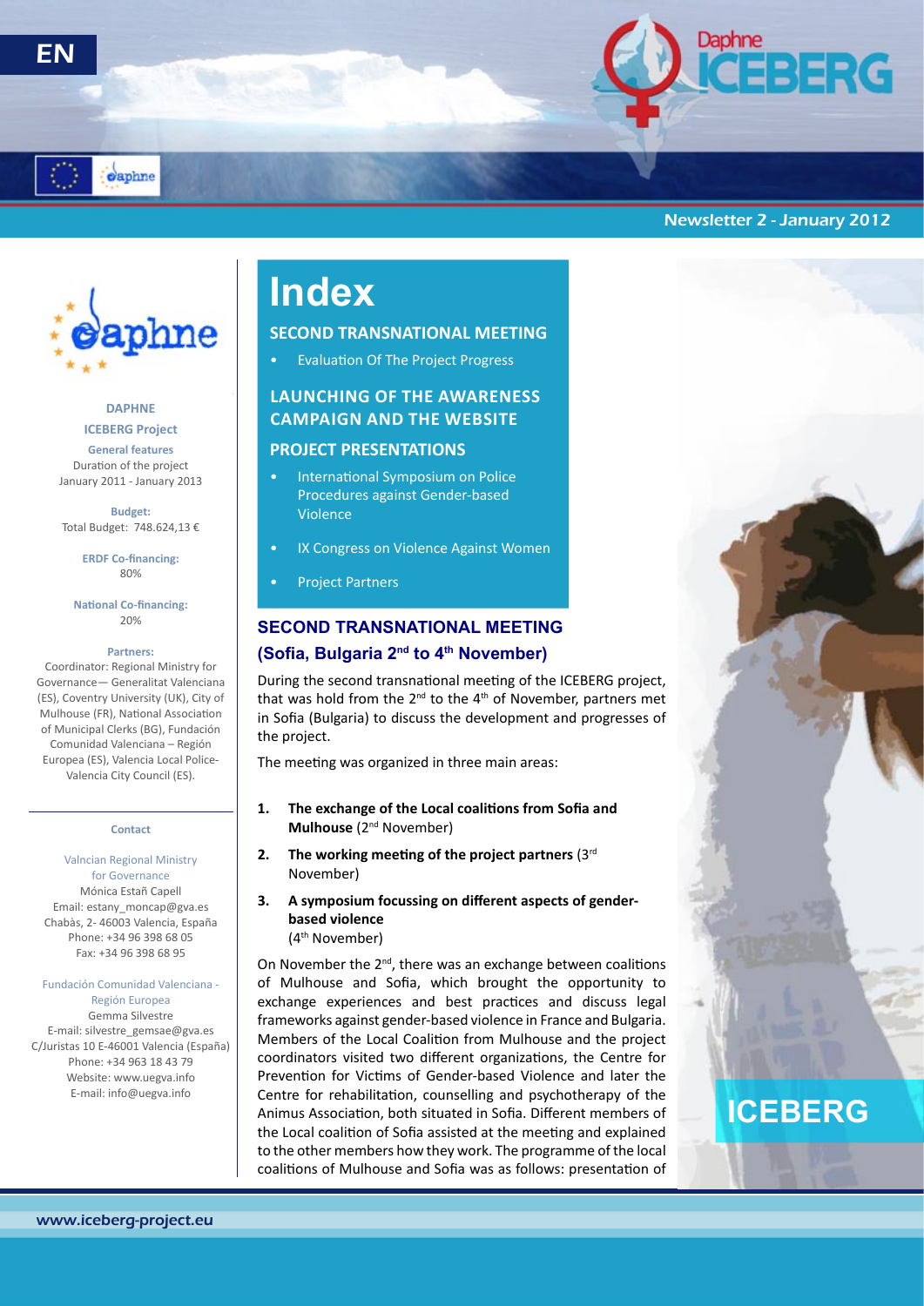EN

Newsletter 2 - January 2012

**DAPHNE**

**ICEBERG Project**

**General features**
Duration of the project
January 2011 - January 2013

**Budget:**
Total Budget: 748.624,13 €

**ERDF Co-financing:**
80%

**National Co-financing:**
20%

**Partners:**
Coordinator: Regional Ministry for Governance— Generalitat Valenciana (ES), Coventry University (UK), City of Mulhouse (FR), National Association of Municipal Clerks (BG), Fundación Comunidad Valenciana – Región Europea (ES), Valencia Local Police-Valencia City Council (ES).

**Contact**

Valncian Regional Ministry for Governance
Mónica Estañ Capell
Email: estany_moncap@gva.es
Chabàs, 2- 46003 Valencia, España
Phone: +34 96 398 68 05
Fax: +34 96 398 68 95

Fundación Comunidad Valenciana - Región Europea
Gemma Silvestre
E-mail: silvestre_gemsae@gva.es
C/Juristas 10 E-46001 Valencia (España)
Phone: +34 963 18 43 79
Website: www.uegva.info
E-mail: info@uegva.info

# Index

**SECOND TRANSNATIONAL MEETING**

- Evaluation Of The Project Progress

**LAUNCHING OF THE AWARENESS CAMPAIGN AND THE WEBSITE**

**PROJECT PRESENTATIONS**

- International Symposium on Police Procedures against Gender-based Violence
- IX Congress on Violence Against Women
- Project Partners

## SECOND TRANSNATIONAL MEETING (Sofia, Bulgaria 2nd to 4th November)

During the second transnational meeting of the ICEBERG project, that was hold from the 2nd to the 4th of November, partners met in Sofia (Bulgaria) to discuss the development and progresses of the project.

The meeting was organized in three main areas:

1. **The exchange of the Local coalitions from Sofia and Mulhouse** (2nd November)
2. **The working meeting of the project partners** (3rd November)
3. **A symposium focussing on different aspects of gender-based violence** (4th November)

On November the 2nd, there was an exchange between coalitions of Mulhouse and Sofia, which brought the opportunity to exchange experiences and best practices and discuss legal frameworks against gender-based violence in France and Bulgaria. Members of the Local Coalition from Mulhouse and the project coordinators visited two different organizations, the Centre for Prevention for Victims of Gender-based Violence and later the Centre for rehabilitation, counselling and psychotherapy of the Animus Association, both situated in Sofia. Different members of the Local coalition of Sofia assisted at the meeting and explained to the other members how they work. The programme of the local coalitions of Mulhouse and Sofia was as follows: presentation of

ICEBERG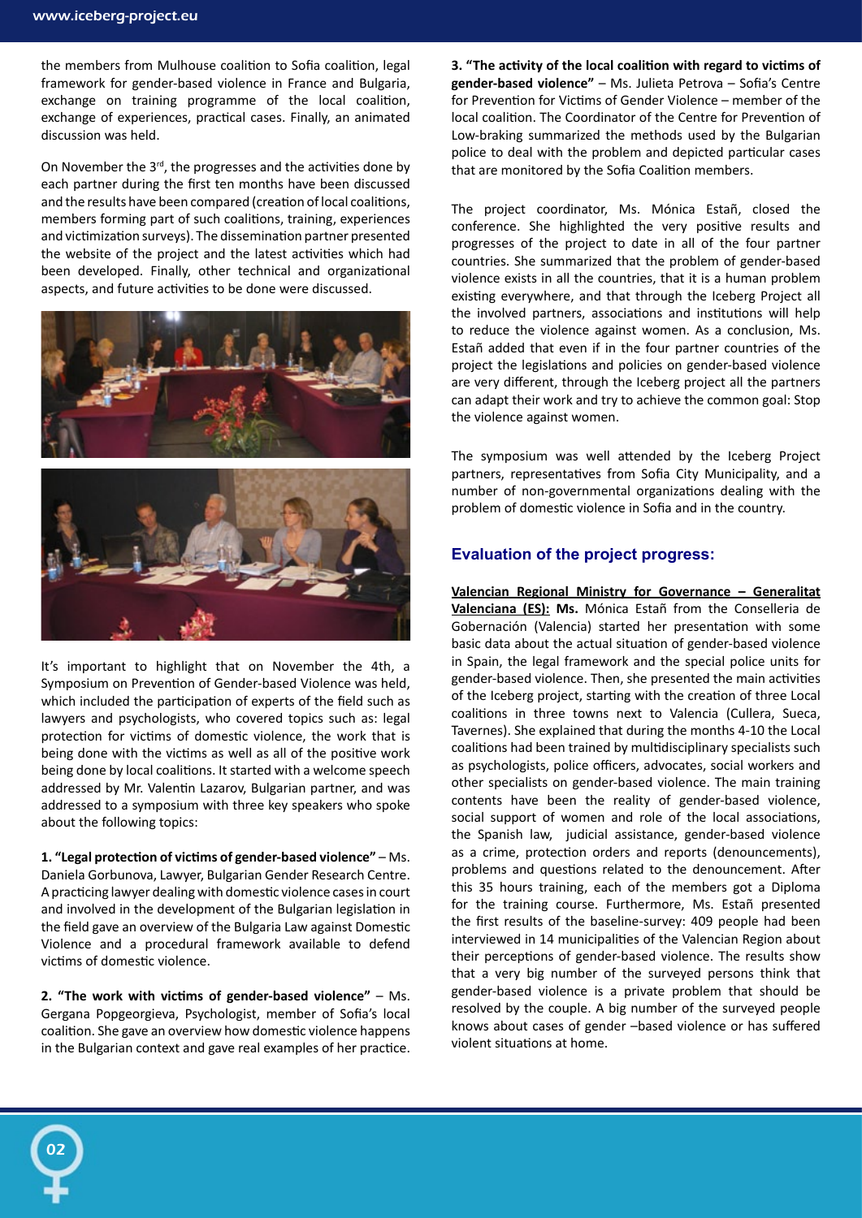the members from Mulhouse coalition to Sofia coalition, legal framework for gender-based violence in France and Bulgaria, exchange on training programme of the local coalition, exchange of experiences, practical cases. Finally, an animated discussion was held.

On November the 3rd, the progresses and the activities done by each partner during the first ten months have been discussed and the results have been compared (creation of local coalitions, members forming part of such coalitions, training, experiences and victimization surveys). The dissemination partner presented the website of the project and the latest activities which had been developed. Finally, other technical and organizational aspects, and future activities to be done were discussed.

It's important to highlight that on November the 4th, a Symposium on Prevention of Gender-based Violence was held, which included the participation of experts of the field such as lawyers and psychologists, who covered topics such as: legal protection for victims of domestic violence, the work that is being done with the victims as well as all of the positive work being done by local coalitions. It started with a welcome speech addressed by Mr. Valentin Lazarov, Bulgarian partner, and was addressed to a symposium with three key speakers who spoke about the following topics:

**1. "Legal protection of victims of gender-based violence"** – Ms. Daniela Gorbunova, Lawyer, Bulgarian Gender Research Centre. A practicing lawyer dealing with domestic violence cases in court and involved in the development of the Bulgarian legislation in the field gave an overview of the Bulgaria Law against Domestic Violence and a procedural framework available to defend victims of domestic violence.

**2. "The work with victims of gender-based violence"** – Ms. Gergana Popgeorgieva, Psychologist, member of Sofia's local coalition. She gave an overview how domestic violence happens in the Bulgarian context and gave real examples of her practice.

**3. "The activity of the local coalition with regard to victims of gender-based violence"** – Ms. Julieta Petrova – Sofia's Centre for Prevention for Victims of Gender Violence – member of the local coalition. The Coordinator of the Centre for Prevention of Low-braking summarized the methods used by the Bulgarian police to deal with the problem and depicted particular cases that are monitored by the Sofia Coalition members.

The project coordinator, Ms. Mónica Estañ, closed the conference. She highlighted the very positive results and progresses of the project to date in all of the four partner countries. She summarized that the problem of gender-based violence exists in all the countries, that it is a human problem existing everywhere, and that through the Iceberg Project all the involved partners, associations and institutions will help to reduce the violence against women. As a conclusion, Ms. Estañ added that even if in the four partner countries of the project the legislations and policies on gender-based violence are very different, through the Iceberg project all the partners can adapt their work and try to achieve the common goal: Stop the violence against women.

The symposium was well attended by the Iceberg Project partners, representatives from Sofia City Municipality, and a number of non-governmental organizations dealing with the problem of domestic violence in Sofia and in the country.

## Evaluation of the project progress:

**Valencian Regional Ministry for Governance – Generalitat Valenciana (ES): Ms.** Mónica Estañ from the Conselleria de Gobernación (Valencia) started her presentation with some basic data about the actual situation of gender-based violence in Spain, the legal framework and the special police units for gender-based violence. Then, she presented the main activities of the Iceberg project, starting with the creation of three Local coalitions in three towns next to Valencia (Cullera, Sueca, Tavernes). She explained that during the months 4-10 the Local coalitions had been trained by multidisciplinary specialists such as psychologists, police officers, advocates, social workers and other specialists on gender-based violence. The main training contents have been the reality of gender-based violence, social support of women and role of the local associations, the Spanish law, judicial assistance, gender-based violence as a crime, protection orders and reports (denouncements), problems and questions related to the denouncement. After this 35 hours training, each of the members got a Diploma for the training course. Furthermore, Ms. Estañ presented the first results of the baseline-survey: 409 people had been interviewed in 14 municipalities of the Valencian Region about their perceptions of gender-based violence. The results show that a very big number of the surveyed persons think that gender-based violence is a private problem that should be resolved by the couple. A big number of the surveyed people knows about cases of gender –based violence or has suffered violent situations at home.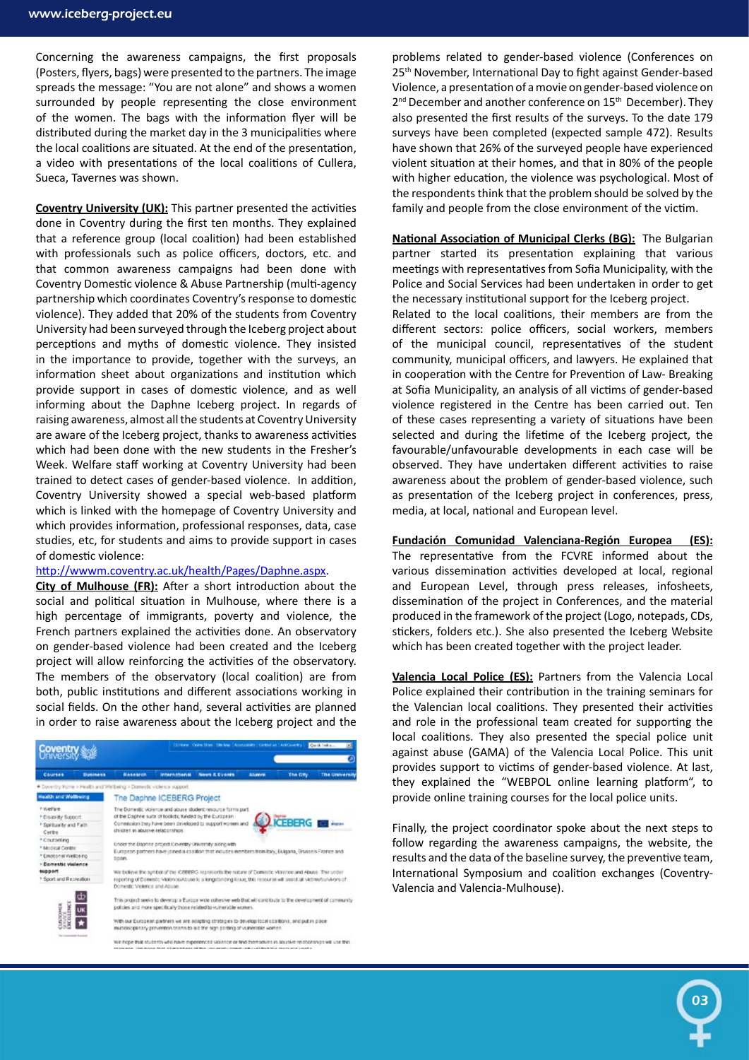Concerning the awareness campaigns, the first proposals (Posters, flyers, bags) were presented to the partners. The image spreads the message: "You are not alone" and shows a women surrounded by people representing the close environment of the women. The bags with the information flyer will be distributed during the market day in the 3 municipalities where the local coalitions are situated. At the end of the presentation, a video with presentations of the local coalitions of Cullera, Sueca, Tavernes was shown.

**Coventry University (UK):** This partner presented the activities done in Coventry during the first ten months. They explained that a reference group (local coalition) had been established with professionals such as police officers, doctors, etc. and that common awareness campaigns had been done with Coventry Domestic violence & Abuse Partnership (multi-agency partnership which coordinates Coventry's response to domestic violence). They added that 20% of the students from Coventry University had been surveyed through the Iceberg project about perceptions and myths of domestic violence. They insisted in the importance to provide, together with the surveys, an information sheet about organizations and institution which provide support in cases of domestic violence, and as well informing about the Daphne Iceberg project. In regards of raising awareness, almost all the students at Coventry University are aware of the Iceberg project, thanks to awareness activities which had been done with the new students in the Fresher's Week. Welfare staff working at Coventry University had been trained to detect cases of gender-based violence. In addition, Coventry University showed a special web-based platform which is linked with the homepage of Coventry University and which provides information, professional responses, data, case studies, etc, for students and aims to provide support in cases of domestic violence:
http://wwwm.coventry.ac.uk/health/Pages/Daphne.aspx.

**City of Mulhouse (FR):** After a short introduction about the social and political situation in Mulhouse, where there is a high percentage of immigrants, poverty and violence, the French partners explained the activities done. An observatory on gender-based violence had been created and the Iceberg project will allow reinforcing the activities of the observatory. The members of the observatory (local coalition) are from both, public institutions and different associations working in social fields. On the other hand, several activities are planned in order to raise awareness about the Iceberg project and the problems related to gender-based violence (Conferences on 25th November, International Day to fight against Gender-based Violence, a presentation of a movie on gender-based violence on 2nd December and another conference on 15th December). They also presented the first results of the surveys. To the date 179 surveys have been completed (expected sample 472). Results have shown that 26% of the surveyed people have experienced violent situation at their homes, and that in 80% of the people with higher education, the violence was psychological. Most of the respondents think that the problem should be solved by the family and people from the close environment of the victim.

**National Association of Municipal Clerks (BG):** The Bulgarian partner started its presentation explaining that various meetings with representatives from Sofia Municipality, with the Police and Social Services had been undertaken in order to get the necessary institutional support for the Iceberg project.
Related to the local coalitions, their members are from the different sectors: police officers, social workers, members of the municipal council, representatives of the student community, municipal officers, and lawyers. He explained that in cooperation with the Centre for Prevention of Law- Breaking at Sofia Municipality, an analysis of all victims of gender-based violence registered in the Centre has been carried out. Ten of these cases representing a variety of situations have been selected and during the lifetime of the Iceberg project, the favourable/unfavourable developments in each case will be observed. They have undertaken different activities to raise awareness about the problem of gender-based violence, such as presentation of the Iceberg project in conferences, press, media, at local, national and European level.

**Fundación Comunidad Valenciana-Región Europea (ES):** The representative from the FCVRE informed about the various dissemination activities developed at local, regional and European Level, through press releases, infosheets, dissemination of the project in Conferences, and the material produced in the framework of the project (Logo, notepads, CDs, stickers, folders etc.). She also presented the Iceberg Website which has been created together with the project leader.

**Valencia Local Police (ES):** Partners from the Valencia Local Police explained their contribution in the training seminars for the Valencian local coalitions. They presented their activities and role in the professional team created for supporting the local coalitions. They also presented the special police unit against abuse (GAMA) of the Valencia Local Police. This unit provides support to victims of gender-based violence. At last, they explained the "WEBPOL online learning platform", to provide online training courses for the local police units.

Finally, the project coordinator spoke about the next steps to follow regarding the awareness campaigns, the website, the results and the data of the baseline survey, the preventive team, International Symposium and coalition exchanges (Coventry-Valencia and Valencia-Mulhouse).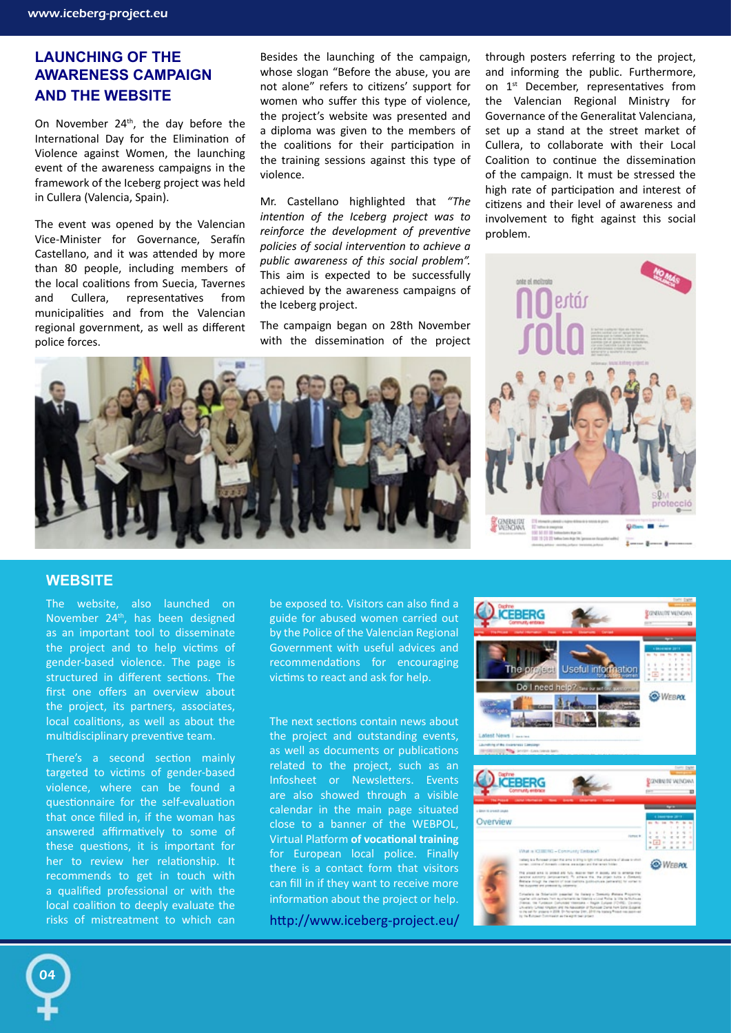## LAUNCHING OF THE AWARENESS CAMPAIGN AND THE WEBSITE

On November 24th, the day before the International Day for the Elimination of Violence against Women, the launching event of the awareness campaigns in the framework of the Iceberg project was held in Cullera (Valencia, Spain).

The event was opened by the Valencian Vice-Minister for Governance, Serafín Castellano, and it was attended by more than 80 people, including members of the local coalitions from Suecia, Tavernes and Cullera, representatives from municipalities and from the Valencian regional government, as well as different police forces.

Besides the launching of the campaign, whose slogan "Before the abuse, you are not alone" refers to citizens' support for women who suffer this type of violence, the project's website was presented and a diploma was given to the members of the coalitions for their participation in the training sessions against this type of violence.

Mr. Castellano highlighted that *"The intention of the Iceberg project was to reinforce the development of preventive policies of social intervention to achieve a public awareness of this social problem".* This aim is expected to be successfully achieved by the awareness campaigns of the Iceberg project.

The campaign began on 28th November with the dissemination of the project through posters referring to the project, and informing the public. Furthermore, on 1st December, representatives from the Valencian Regional Ministry for Governance of the Generalitat Valenciana, set up a stand at the street market of Cullera, to collaborate with their Local Coalition to continue the dissemination of the campaign. It must be stressed the high rate of participation and interest of citizens and their level of awareness and involvement to fight against this social problem.

## WEBSITE

The website, also launched on November 24th, has been designed as an important tool to disseminate the project and to help victims of gender-based violence. The page is structured in different sections. The first one offers an overview about the project, its partners, associates, local coalitions, as well as about the multidisciplinary preventive team.

There's a second section mainly targeted to victims of gender-based violence, where can be found a questionnaire for the self-evaluation that once filled in, if the woman has answered affirmatively to some of these questions, it is important for her to review her relationship. It recommends to get in touch with a qualified professional or with the local coalition to deeply evaluate the risks of mistreatment to which can be exposed to. Visitors can also find a guide for abused women carried out by the Police of the Valencian Regional Government with useful advices and recommendations for encouraging victims to react and ask for help.

The next sections contain news about the project and outstanding events, as well as documents or publications related to the project, such as an Infosheet or Newsletters. Events are also showed through a visible calendar in the main page situated close to a banner of the WEBPOL, Virtual Platform **of vocational training** for European local police. Finally there is a contact form that visitors can fill in if they want to receive more information about the project or help.

http://www.iceberg-project.eu/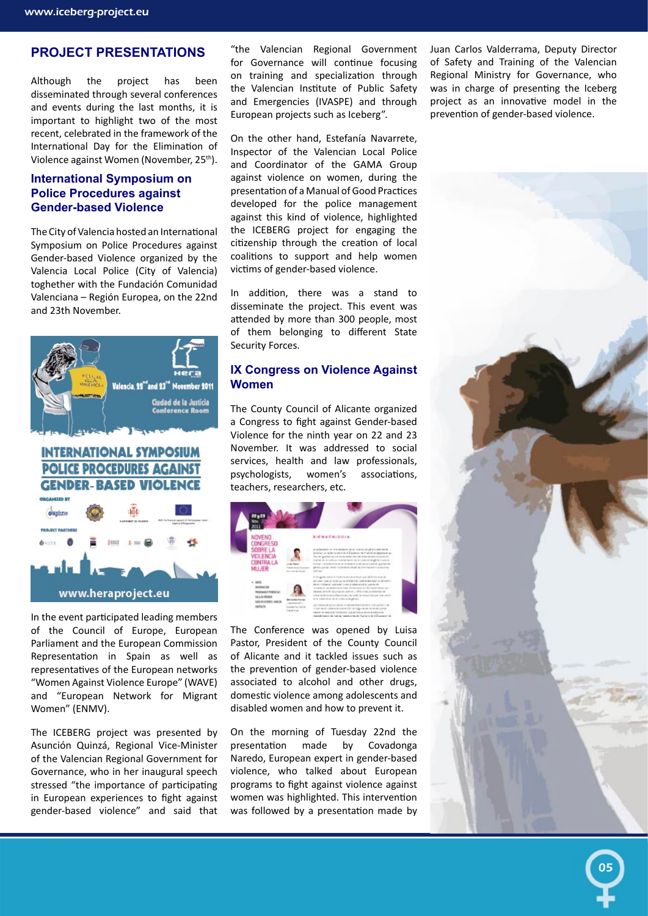## PROJECT PRESENTATIONS

Although the project has been disseminated through several conferences and events during the last months, it is important to highlight two of the most recent, celebrated in the framework of the International Day for the Elimination of Violence against Women (November, 25th).

### International Symposium on Police Procedures against Gender-based Violence

The City of Valencia hosted an International Symposium on Police Procedures against Gender-based Violence organized by the Valencia Local Police (City of Valencia) toghether with the Fundación Comunidad Valenciana – Región Europea, on the 22nd and 23th November.

In the event participated leading members of the Council of Europe, European Parliament and the European Commission Representation in Spain as well as representatives of the European networks "Women Against Violence Europe" (WAVE) and "European Network for Migrant Women" (ENMV).

The ICEBERG project was presented by Asunción Quinzá, Regional Vice-Minister of the Valencian Regional Government for Governance, who in her inaugural speech stressed "the importance of participating in European experiences to fight against gender-based violence" and said that "the Valencian Regional Government for Governance will continue focusing on training and specialization through the Valencian Institute of Public Safety and Emergencies (IVASPE) and through European projects such as Iceberg".

On the other hand, Estefanía Navarrete, Inspector of the Valencian Local Police and Coordinator of the GAMA Group against violence on women, during the presentation of a Manual of Good Practices developed for the police management against this kind of violence, highlighted the ICEBERG project for engaging the citizenship through the creation of local coalitions to support and help women victims of gender-based violence.

In addition, there was a stand to disseminate the project. This event was attended by more than 300 people, most of them belonging to different State Security Forces.

### IX Congress on Violence Against Women

The County Council of Alicante organized a Congress to fight against Gender-based Violence for the ninth year on 22 and 23 November. It was addressed to social services, health and law professionals, psychologists, women's associations, teachers, researchers, etc.

The Conference was opened by Luisa Pastor, President of the County Council of Alicante and it tackled issues such as the prevention of gender-based violence associated to alcohol and other drugs, domestic violence among adolescents and disabled women and how to prevent it.

On the morning of Tuesday 22nd the presentation made by Covadonga Naredo, European expert in gender-based violence, who talked about European programs to fight against violence against women was highlighted. This intervention was followed by a presentation made by Juan Carlos Valderrama, Deputy Director of Safety and Training of the Valencian Regional Ministry for Governance, who was in charge of presenting the Iceberg project as an innovative model in the prevention of gender-based violence.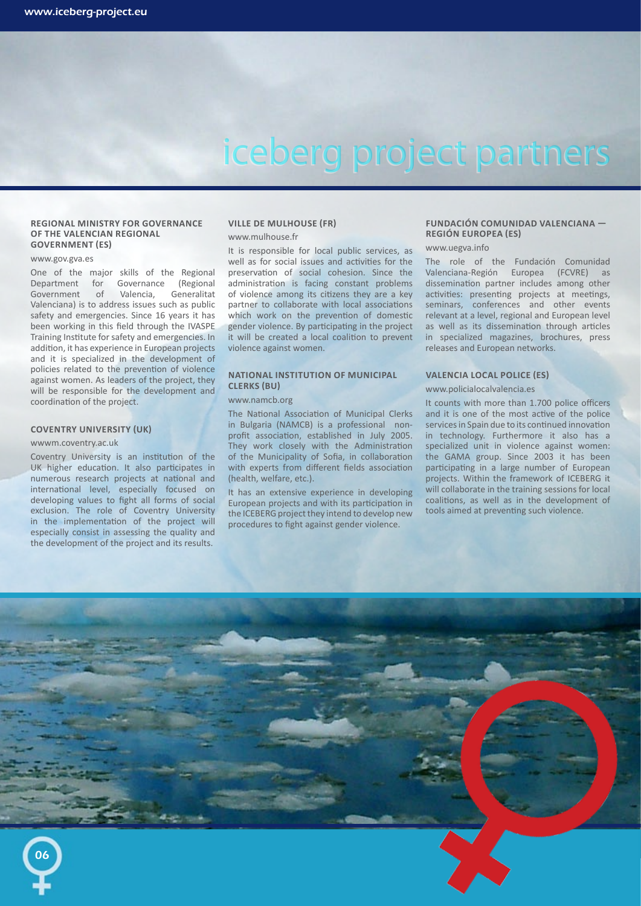# iceberg project partners

### REGIONAL MINISTRY FOR GOVERNANCE OF THE VALENCIAN REGIONAL GOVERNMENT (ES)

www.gov.gva.es

One of the major skills of the Regional Department for Governance (Regional Government of Valencia, Generalitat Valenciana) is to address issues such as public safety and emergencies. Since 16 years it has been working in this field through the IVASPE Training Institute for safety and emergencies. In addition, it has experience in European projects and it is specialized in the development of policies related to the prevention of violence against women. As leaders of the project, they will be responsible for the development and coordination of the project.

### COVENTRY UNIVERSITY (UK)

wwwm.coventry.ac.uk

Coventry University is an institution of the UK higher education. It also participates in numerous research projects at national and international level, especially focused on developing values to fight all forms of social exclusion. The role of Coventry University in the implementation of the project will especially consist in assessing the quality and the development of the project and its results.

### VILLE DE MULHOUSE (FR)

www.mulhouse.fr

It is responsible for local public services, as well as for social issues and activities for the preservation of social cohesion. Since the administration is facing constant problems of violence among its citizens they are a key partner to collaborate with local associations which work on the prevention of domestic gender violence. By participating in the project it will be created a local coalition to prevent violence against women.

### NATIONAL INSTITUTION OF MUNICIPAL CLERKS (BU)

www.namcb.org

The National Association of Municipal Clerks in Bulgaria (NAMCB) is a professional non-profit association, established in July 2005. They work closely with the Administration of the Municipality of Sofia, in collaboration with experts from different fields association (health, welfare, etc.).

It has an extensive experience in developing European projects and with its participation in the ICEBERG project they intend to develop new procedures to fight against gender violence.

### FUNDACIÓN COMUNIDAD VALENCIANA — REGIÓN EUROPEA (ES)

www.uegva.info

The role of the Fundación Comunidad Valenciana-Región Europea (FCVRE) as dissemination partner includes among other activities: presenting projects at meetings, seminars, conferences and other events relevant at a level, regional and European level as well as its dissemination through articles in specialized magazines, brochures, press releases and European networks.

### VALENCIA LOCAL POLICE (ES)

www.policialocalvalencia.es

It counts with more than 1.700 police officers and it is one of the most active of the police services in Spain due to its continued innovation in technology. Furthermore it also has a specialized unit in violence against women: the GAMA group. Since 2003 it has been participating in a large number of European projects. Within the framework of ICEBERG it will collaborate in the training sessions for local coalitions, as well as in the development of tools aimed at preventing such violence.